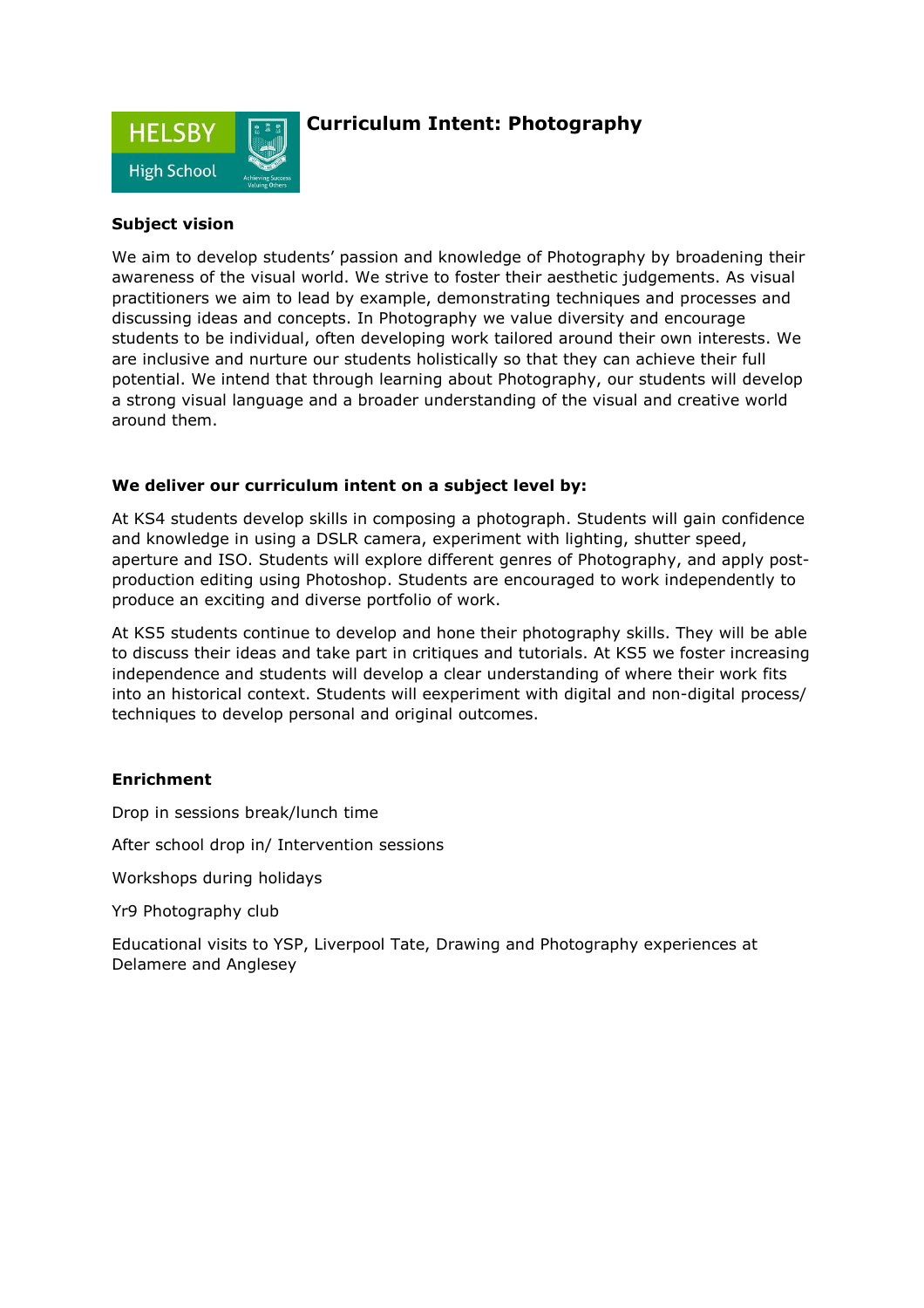# Curriculum Intent: Photography

### Subject vision

We aim to develop students' passion and knowledge of Photography by broadening their awareness of the visual world. We strive to foster their aesthetic judgements. As visual practitioners we aim to lead by example, demonstrating techniques and processes and discussing ideas and concepts. In Photography we value diversity and encourage students to be individual, often developing work tailored around their own interests. We are inclusive and nurture our students holistically so that they can achieve their full potential. We intend that through learning about Photography, our students will develop a strong visual language and a broader understanding of the visual and creative world around them.

### We deliver our curriculum intent on a subject level by:

At KS4 students develop skills in composing a photograph. Students will gain confidence and knowledge in using a DSLR camera, experiment with lighting, shutter speed, aperture and ISO. Students will explore different genres of Photography, and apply post-production editing using Photoshop. Students are encouraged to work independently to produce an exciting and diverse portfolio of work.

At KS5 students continue to develop and hone their photography skills. They will be able to discuss their ideas and take part in critiques and tutorials. At KS5 we foster increasing independence and students will develop a clear understanding of where their work fits into an historical context. Students will eexperiment with digital and non-digital process/ techniques to develop personal and original outcomes.

### Enrichment

Drop in sessions break/lunch time

After school drop in/ Intervention sessions

Workshops during holidays

Yr9 Photography club

Educational visits to YSP, Liverpool Tate, Drawing and Photography experiences at Delamere and Anglesey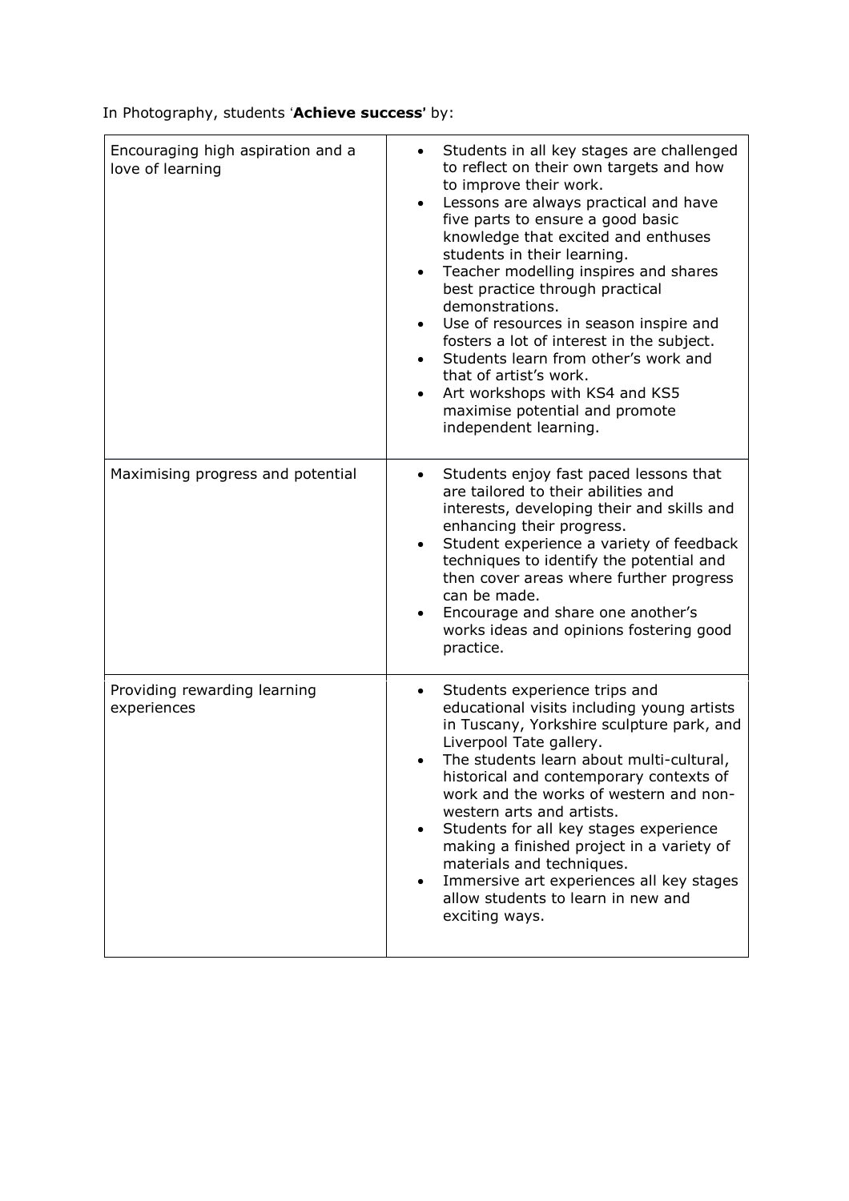In Photography, students '**Achieve success**' by:

| | |
|---|---|
| Encouraging high aspiration and a love of learning | • Students in all key stages are challenged to reflect on their own targets and how to improve their work.<br>• Lessons are always practical and have five parts to ensure a good basic knowledge that excited and enthuses students in their learning.<br>• Teacher modelling inspires and shares best practice through practical demonstrations.<br>• Use of resources in season inspire and fosters a lot of interest in the subject.<br>• Students learn from other's work and that of artist's work.<br>• Art workshops with KS4 and KS5 maximise potential and promote independent learning. |
| Maximising progress and potential | • Students enjoy fast paced lessons that are tailored to their abilities and interests, developing their and skills and enhancing their progress.<br>• Student experience a variety of feedback techniques to identify the potential and then cover areas where further progress can be made.<br>• Encourage and share one another's works ideas and opinions fostering good practice. |
| Providing rewarding learning experiences | • Students experience trips and educational visits including young artists in Tuscany, Yorkshire sculpture park, and Liverpool Tate gallery.<br>• The students learn about multi-cultural, historical and contemporary contexts of work and the works of western and non-western arts and artists.<br>• Students for all key stages experience making a finished project in a variety of materials and techniques.<br>• Immersive art experiences all key stages allow students to learn in new and exciting ways. |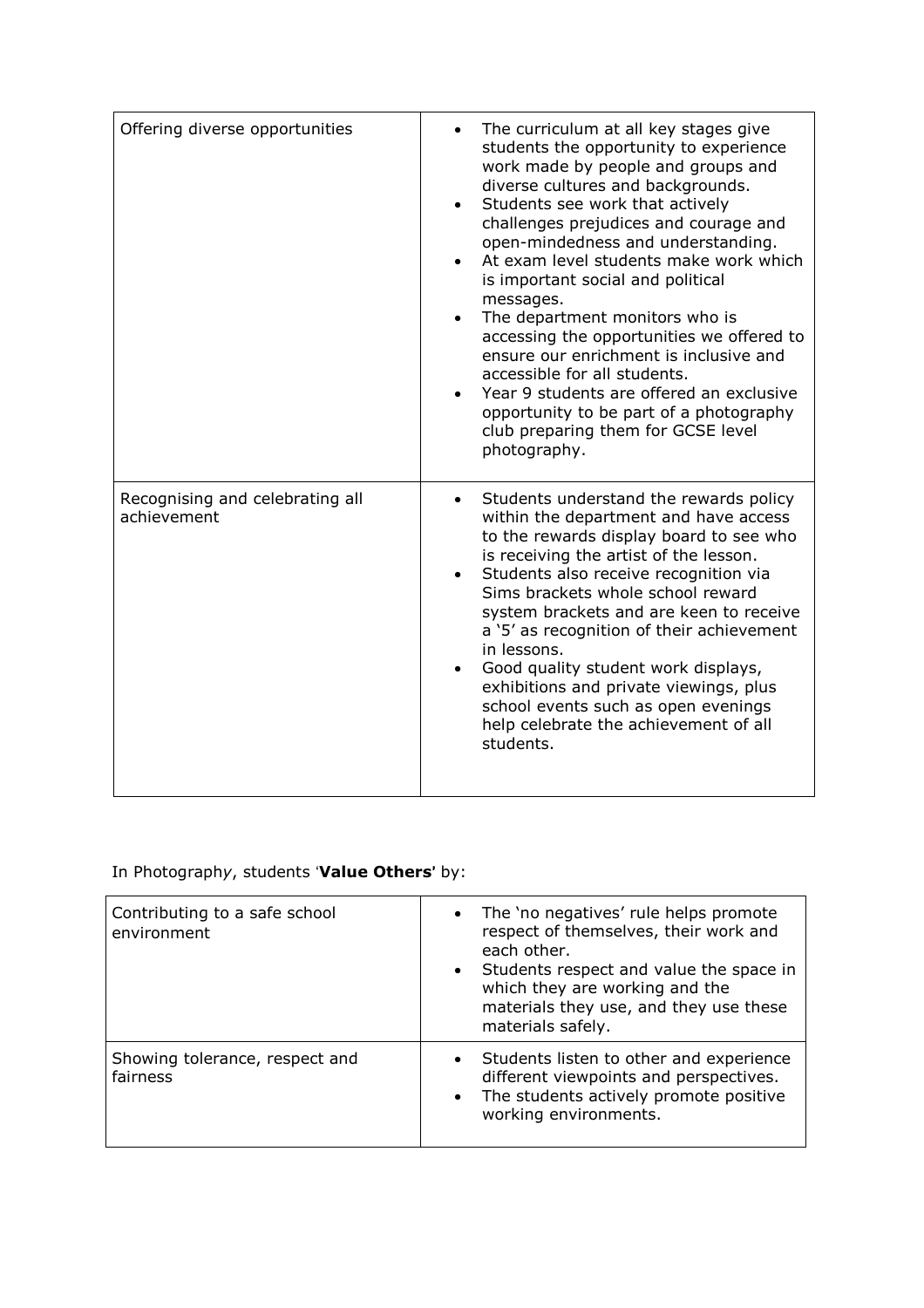| Offering diverse opportunities | • The curriculum at all key stages give students the opportunity to experience work made by people and groups and diverse cultures and backgrounds.<br>• Students see work that actively challenges prejudices and courage and open-mindedness and understanding.<br>• At exam level students make work which is important social and political messages.<br>• The department monitors who is accessing the opportunities we offered to ensure our enrichment is inclusive and accessible for all students.<br>• Year 9 students are offered an exclusive opportunity to be part of a photography club preparing them for GCSE level photography. |
|---|---|
| Recognising and celebrating all achievement | • Students understand the rewards policy within the department and have access to the rewards display board to see who is receiving the artist of the lesson.<br>• Students also receive recognition via Sims brackets whole school reward system brackets and are keen to receive a '5' as recognition of their achievement in lessons.<br>• Good quality student work displays, exhibitions and private viewings, plus school events such as open evenings help celebrate the achievement of all students. |

In Photography, students '**Value Others**' by:

| Contributing to a safe school environment | • The 'no negatives' rule helps promote respect of themselves, their work and each other.<br>• Students respect and value the space in which they are working and the materials they use, and they use these materials safely. |
|---|---|
| Showing tolerance, respect and fairness | • Students listen to other and experience different viewpoints and perspectives.<br>• The students actively promote positive working environments. |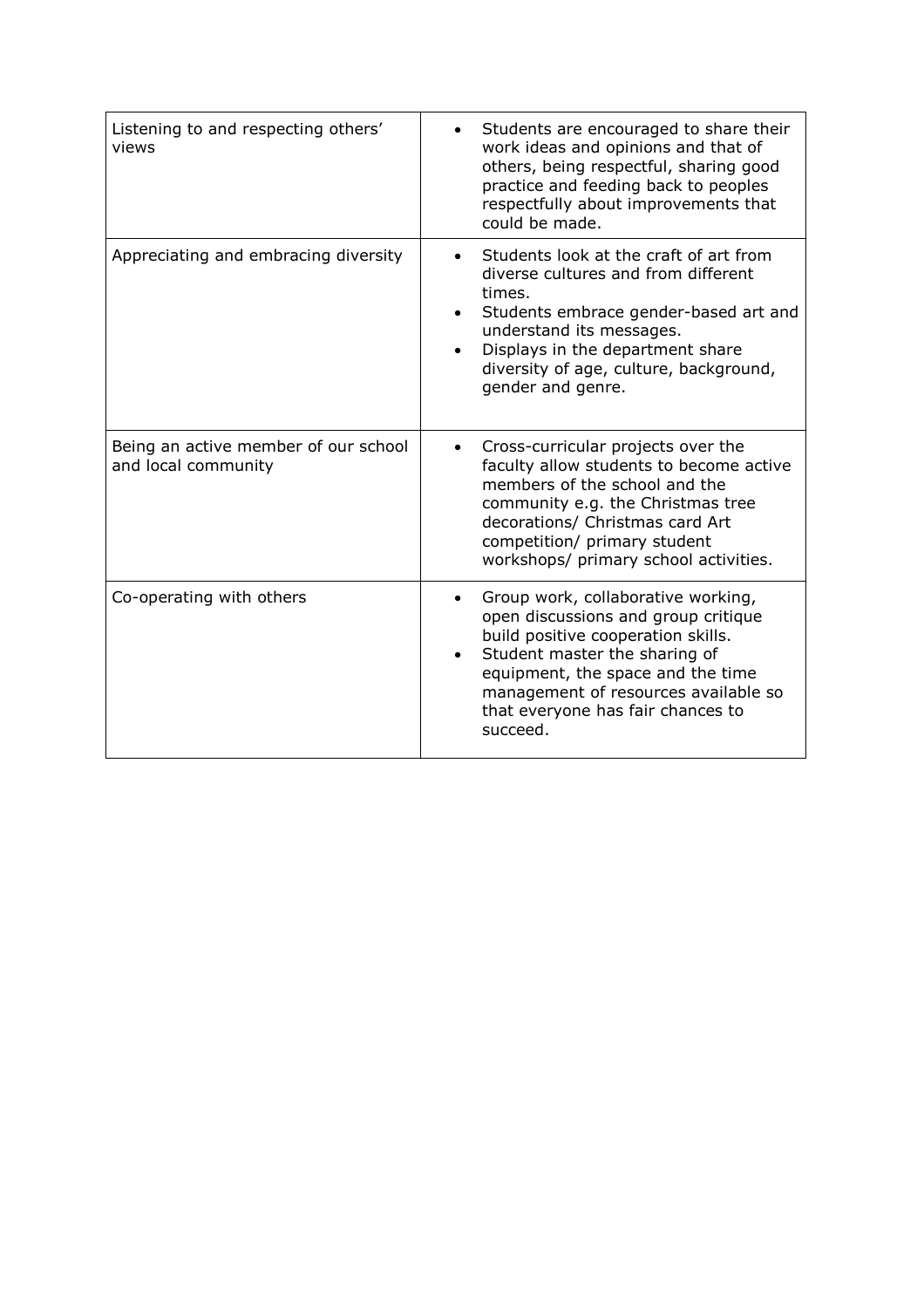| | |
|---|---|
| Listening to and respecting others' views | • Students are encouraged to share their work ideas and opinions and that of others, being respectful, sharing good practice and feeding back to peoples respectfully about improvements that could be made. |
| Appreciating and embracing diversity | • Students look at the craft of art from diverse cultures and from different times.<br>• Students embrace gender-based art and understand its messages.<br>• Displays in the department share diversity of age, culture, background, gender and genre. |
| Being an active member of our school and local community | • Cross-curricular projects over the faculty allow students to become active members of the school and the community e.g. the Christmas tree decorations/ Christmas card Art competition/ primary student workshops/ primary school activities. |
| Co-operating with others | • Group work, collaborative working, open discussions and group critique build positive cooperation skills.<br>• Student master the sharing of equipment, the space and the time management of resources available so that everyone has fair chances to succeed. |